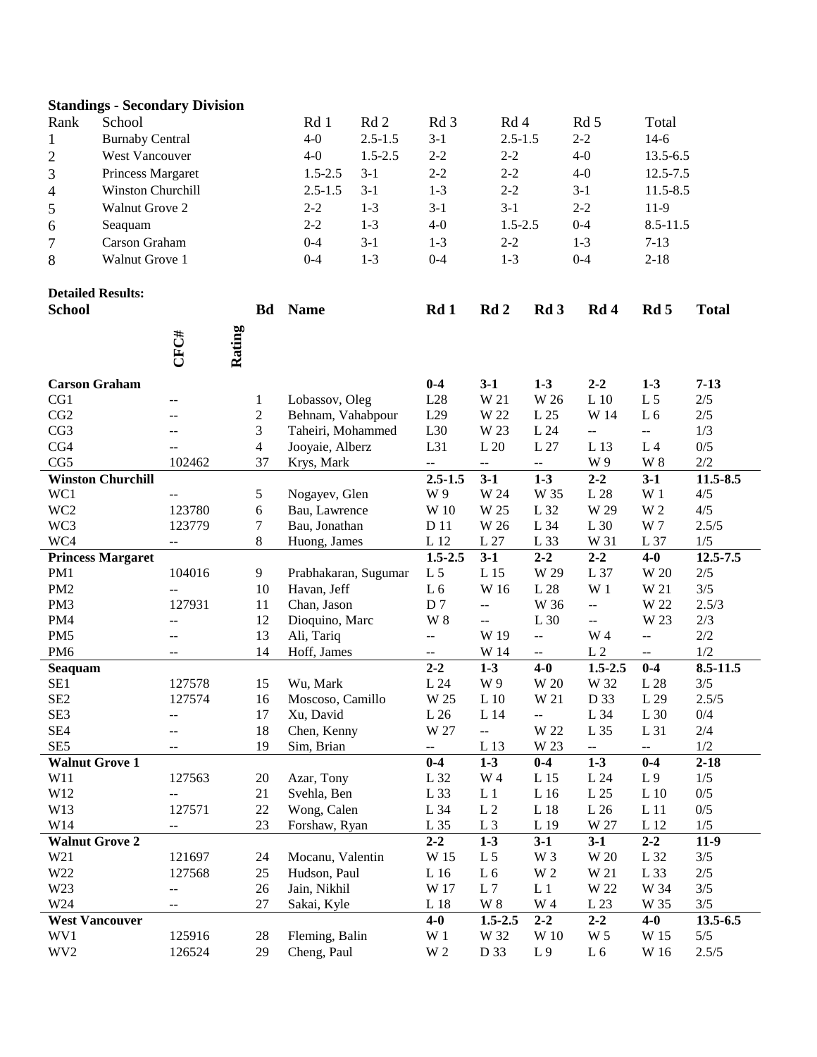## Standings - Secondary Division

| Rank | School | Rd 1 | Rd 2 | Rd 3 | Rd 4 | Rd 5 | Total |
|---|---|---|---|---|---|---|---|
| 1 | Burnaby Central | 4-0 | 2.5-1.5 | 3-1 | 2.5-1.5 | 2-2 | 14-6 |
| 2 | West Vancouver | 4-0 | 1.5-2.5 | 2-2 | 2-2 | 4-0 | 13.5-6.5 |
| 3 | Princess Margaret | 1.5-2.5 | 3-1 | 2-2 | 2-2 | 4-0 | 12.5-7.5 |
| 4 | Winston Churchill | 2.5-1.5 | 3-1 | 1-3 | 2-2 | 3-1 | 11.5-8.5 |
| 5 | Walnut Grove 2 | 2-2 | 1-3 | 3-1 | 3-1 | 2-2 | 11-9 |
| 6 | Seaquam | 2-2 | 1-3 | 4-0 | 1.5-2.5 | 0-4 | 8.5-11.5 |
| 7 | Carson Graham | 0-4 | 3-1 | 1-3 | 2-2 | 1-3 | 7-13 |
| 8 | Walnut Grove 1 | 0-4 | 1-3 | 0-4 | 1-3 | 0-4 | 2-18 |

**Detailed Results:**

| School | CFC# | Rating | Bd | Name | Rd 1 | Rd 2 | Rd 3 | Rd 4 | Rd 5 | Total |
|---|---|---|---|---|---|---|---|---|---|---|
| **Carson Graham** | | | | | **0-4** | **3-1** | **1-3** | **2-2** | **1-3** | **7-13** |
| CG1 | -- | | 1 | Lobassov, Oleg | L28 | W 21 | W 26 | L 10 | L 5 | 2/5 |
| CG2 | -- | | 2 | Behnam, Vahabpour | L29 | W 22 | L 25 | W 14 | L 6 | 2/5 |
| CG3 | -- | | 3 | Taheiri, Mohammed | L30 | W 23 | L 24 | -- | -- | 1/3 |
| CG4 | -- | | 4 | Jooyaie, Alberz | L31 | L 20 | L 27 | L 13 | L 4 | 0/5 |
| CG5 | 102462 | | 37 | Krys, Mark | -- | -- | -- | W 9 | W 8 | 2/2 |
| **Winston Churchill** | | | | | **2.5-1.5** | **3-1** | **1-3** | **2-2** | **3-1** | **11.5-8.5** |
| WC1 | -- | | 5 | Nogayev, Glen | W 9 | W 24 | W 35 | L 28 | W 1 | 4/5 |
| WC2 | 123780 | | 6 | Bau, Lawrence | W 10 | W 25 | L 32 | W 29 | W 2 | 4/5 |
| WC3 | 123779 | | 7 | Bau, Jonathan | D 11 | W 26 | L 34 | L 30 | W 7 | 2.5/5 |
| WC4 | -- | | 8 | Huong, James | L 12 | L 27 | L 33 | W 31 | L 37 | 1/5 |
| **Princess Margaret** | | | | | **1.5-2.5** | **3-1** | **2-2** | **2-2** | **4-0** | **12.5-7.5** |
| PM1 | 104016 | | 9 | Prabhakaran, Sugumar | L 5 | L 15 | W 29 | L 37 | W 20 | 2/5 |
| PM2 | -- | | 10 | Havan, Jeff | L 6 | W 16 | L 28 | W 1 | W 21 | 3/5 |
| PM3 | 127931 | | 11 | Chan, Jason | D 7 | -- | W 36 | -- | W 22 | 2.5/3 |
| PM4 | -- | | 12 | Dioquino, Marc | W 8 | -- | L 30 | -- | W 23 | 2/3 |
| PM5 | -- | | 13 | Ali, Tariq | -- | W 19 | -- | W 4 | -- | 2/2 |
| PM6 | -- | | 14 | Hoff, James | -- | W 14 | -- | L 2 | -- | 1/2 |
| **Seaquam** | | | | | **2-2** | **1-3** | **4-0** | **1.5-2.5** | **0-4** | **8.5-11.5** |
| SE1 | 127578 | | 15 | Wu, Mark | L 24 | W 9 | W 20 | W 32 | L 28 | 3/5 |
| SE2 | 127574 | | 16 | Moscoso, Camillo | W 25 | L 10 | W 21 | D 33 | L 29 | 2.5/5 |
| SE3 | -- | | 17 | Xu, David | L 26 | L 14 | -- | L 34 | L 30 | 0/4 |
| SE4 | -- | | 18 | Chen, Kenny | W 27 | -- | W 22 | L 35 | L 31 | 2/4 |
| SE5 | -- | | 19 | Sim, Brian | -- | L 13 | W 23 | -- | -- | 1/2 |
| **Walnut Grove 1** | | | | | **0-4** | **1-3** | **0-4** | **1-3** | **0-4** | **2-18** |
| W11 | 127563 | | 20 | Azar, Tony | L 32 | W 4 | L 15 | L 24 | L 9 | 1/5 |
| W12 | -- | | 21 | Svehla, Ben | L 33 | L 1 | L 16 | L 25 | L 10 | 0/5 |
| W13 | 127571 | | 22 | Wong, Calen | L 34 | L 2 | L 18 | L 26 | L 11 | 0/5 |
| W14 | -- | | 23 | Forshaw, Ryan | L 35 | L 3 | L 19 | W 27 | L 12 | 1/5 |
| **Walnut Grove 2** | | | | | **2-2** | **1-3** | **3-1** | **3-1** | **2-2** | **11-9** |
| W21 | 121697 | | 24 | Mocanu, Valentin | W 15 | L 5 | W 3 | W 20 | L 32 | 3/5 |
| W22 | 127568 | | 25 | Hudson, Paul | L 16 | L 6 | W 2 | W 21 | L 33 | 2/5 |
| W23 | -- | | 26 | Jain, Nikhil | W 17 | L 7 | L 1 | W 22 | W 34 | 3/5 |
| W24 | -- | | 27 | Sakai, Kyle | L 18 | W 8 | W 4 | L 23 | W 35 | 3/5 |
| **West Vancouver** | | | | | **4-0** | **1.5-2.5** | **2-2** | **2-2** | **4-0** | **13.5-6.5** |
| WV1 | 125916 | | 28 | Fleming, Balin | W 1 | W 32 | W 10 | W 5 | W 15 | 5/5 |
| WV2 | 126524 | | 29 | Cheng, Paul | W 2 | D 33 | L 9 | L 6 | W 16 | 2.5/5 |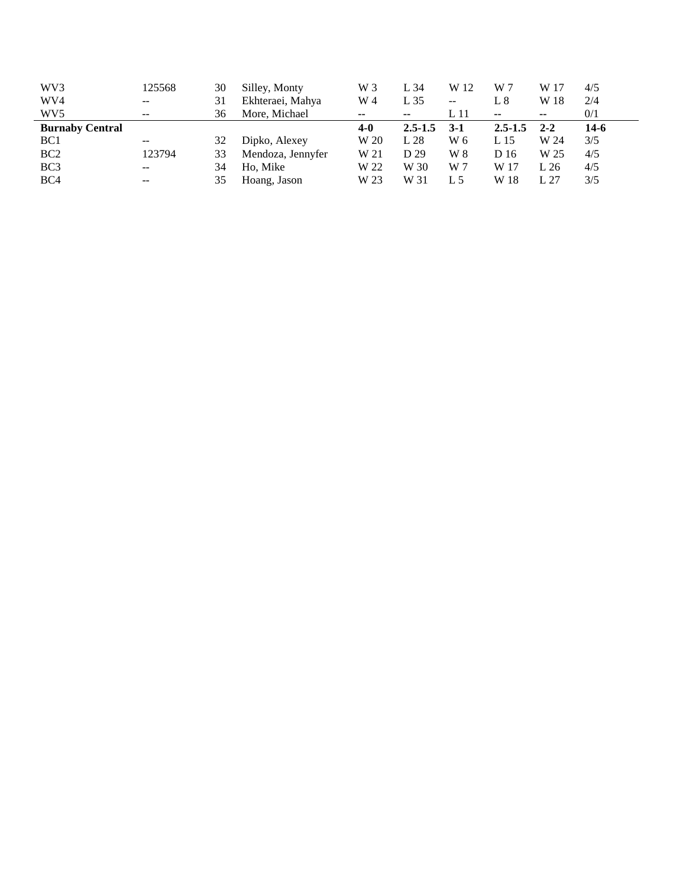| | | | | | | | | | |
|---|---|---|---|---|---|---|---|---|---|
| WV3 | 125568 | 30 | Silley, Monty | W 3 | L 34 | W 12 | W 7 | W 17 | 4/5 |
| WV4 | -- | 31 | Ekhteraei, Mahya | W 4 | L 35 | -- | L 8 | W 18 | 2/4 |
| WV5 | -- | 36 | More, Michael | -- | -- | L 11 | -- | -- | 0/1 |
| **Burnaby Central** | | | | **4-0** | **2.5-1.5** | **3-1** | **2.5-1.5** | **2-2** | **14-6** |
| BC1 | -- | 32 | Dipko, Alexey | W 20 | L 28 | W 6 | L 15 | W 24 | 3/5 |
| BC2 | 123794 | 33 | Mendoza, Jennyfer | W 21 | D 29 | W 8 | D 16 | W 25 | 4/5 |
| BC3 | -- | 34 | Ho, Mike | W 22 | W 30 | W 7 | W 17 | L 26 | 4/5 |
| BC4 | -- | 35 | Hoang, Jason | W 23 | W 31 | L 5 | W 18 | L 27 | 3/5 |